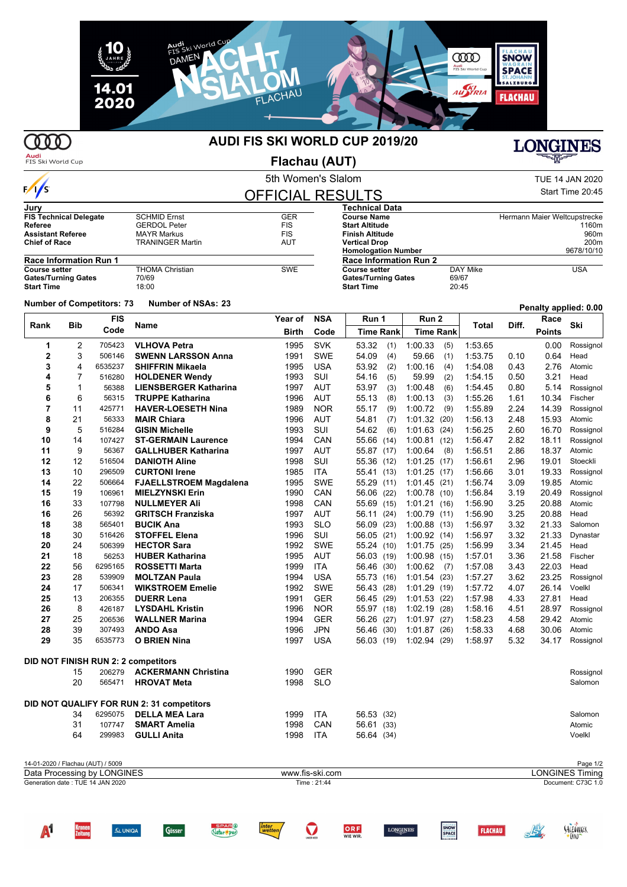# AUDI FIS SKI WORLD CUP 2019/20

## Flachau (AUT)

5th Women's Slalom

TUE 14 JAN 2020

Start Time 20:45

## OFFICIAL RESULTS

| Jury | | |
|---|---|---|
| **FIS Technical Delegate** | SCHMID Ernst | GER |
| **Referee** | GERDOL Peter | FIS |
| **Assistant Referee** | MAYR Markus | FIS |
| **Chief of Race** | TRANINGER Martin | AUT |

| Technical Data | |
|---|---|
| **Course Name** | Hermann Maier Weltcupstrecke |
| **Start Altitude** | 1160m |
| **Finish Altitude** | 960m |
| **Vertical Drop** | 200m |
| **Homologation Number** | 9678/10/10 |

| Race Information Run 1 | | |
|---|---|---|
| **Course setter** | THOMA Christian | SWE |
| **Gates/Turning Gates** | 70/69 | |
| **Start Time** | 18:00 | |

| Race Information Run 2 | | |
|---|---|---|
| **Course setter** | DAY Mike | USA |
| **Gates/Turning Gates** | 69/67 | |
| **Start Time** | 20:45 | |

**Number of Competitors: 73** **Number of NSAs: 23**

**Penalty applied: 0.00**

| Rank | Bib | FIS Code | Name | Year of Birth | NSA Code | Run 1 Time | Run 1 Rank | Run 2 Time | Run 2 Rank | Total | Diff. | Race Points | Ski |
|---|---|---|---|---|---|---|---|---|---|---|---|---|---|
| 1 | 2 | 705423 | **VLHOVA Petra** | 1995 | SVK | 53.32 | (1) | 1:00.33 | (5) | 1:53.65 | | 0.00 | Rossignol |
| 2 | 3 | 506146 | **SWENN LARSSON Anna** | 1991 | SWE | 54.09 | (4) | 59.66 | (1) | 1:53.75 | 0.10 | 0.64 | Head |
| 3 | 4 | 6535237 | **SHIFFRIN Mikaela** | 1995 | USA | 53.92 | (2) | 1:00.16 | (4) | 1:54.08 | 0.43 | 2.76 | Atomic |
| 4 | 7 | 516280 | **HOLDENER Wendy** | 1993 | SUI | 54.16 | (5) | 59.99 | (2) | 1:54.15 | 0.50 | 3.21 | Head |
| 5 | 1 | 56388 | **LIENSBERGER Katharina** | 1997 | AUT | 53.97 | (3) | 1:00.48 | (6) | 1:54.45 | 0.80 | 5.14 | Rossignol |
| 6 | 6 | 56315 | **TRUPPE Katharina** | 1996 | AUT | 55.13 | (8) | 1:00.13 | (3) | 1:55.26 | 1.61 | 10.34 | Fischer |
| 7 | 11 | 425771 | **HAVER-LOESETH Nina** | 1989 | NOR | 55.17 | (9) | 1:00.72 | (9) | 1:55.89 | 2.24 | 14.39 | Rossignol |
| 8 | 21 | 56333 | **MAIR Chiara** | 1996 | AUT | 54.81 | (7) | 1:01.32 | (20) | 1:56.13 | 2.48 | 15.93 | Atomic |
| 9 | 5 | 516284 | **GISIN Michelle** | 1993 | SUI | 54.62 | (6) | 1:01.63 | (24) | 1:56.25 | 2.60 | 16.70 | Rossignol |
| 10 | 14 | 107427 | **ST-GERMAIN Laurence** | 1994 | CAN | 55.66 | (14) | 1:00.81 | (12) | 1:56.47 | 2.82 | 18.11 | Rossignol |
| 11 | 9 | 56367 | **GALLHUBER Katharina** | 1997 | AUT | 55.87 | (17) | 1:00.64 | (8) | 1:56.51 | 2.86 | 18.37 | Atomic |
| 12 | 12 | 516504 | **DANIOTH Aline** | 1998 | SUI | 55.36 | (12) | 1:01.25 | (17) | 1:56.61 | 2.96 | 19.01 | Stoeckli |
| 13 | 10 | 296509 | **CURTONI Irene** | 1985 | ITA | 55.41 | (13) | 1:01.25 | (17) | 1:56.66 | 3.01 | 19.33 | Rossignol |
| 14 | 22 | 506664 | **FJAELLSTROEM Magdalena** | 1995 | SWE | 55.29 | (11) | 1:01.45 | (21) | 1:56.74 | 3.09 | 19.85 | Atomic |
| 15 | 19 | 106961 | **MIELZYNSKI Erin** | 1990 | CAN | 56.06 | (22) | 1:00.78 | (10) | 1:56.84 | 3.19 | 20.49 | Rossignol |
| 16 | 33 | 107798 | **NULLMEYER Ali** | 1998 | CAN | 55.69 | (15) | 1:01.21 | (16) | 1:56.90 | 3.25 | 20.88 | Atomic |
| 16 | 26 | 56392 | **GRITSCH Franziska** | 1997 | AUT | 56.11 | (24) | 1:00.79 | (11) | 1:56.90 | 3.25 | 20.88 | Head |
| 18 | 38 | 565401 | **BUCIK Ana** | 1993 | SLO | 56.09 | (23) | 1:00.88 | (13) | 1:56.97 | 3.32 | 21.33 | Salomon |
| 18 | 30 | 516426 | **STOFFEL Elena** | 1996 | SUI | 56.05 | (21) | 1:00.92 | (14) | 1:56.97 | 3.32 | 21.33 | Dynastar |
| 20 | 24 | 506399 | **HECTOR Sara** | 1992 | SWE | 55.24 | (10) | 1:01.75 | (25) | 1:56.99 | 3.34 | 21.45 | Head |
| 21 | 18 | 56253 | **HUBER Katharina** | 1995 | AUT | 56.03 | (19) | 1:00.98 | (15) | 1:57.01 | 3.36 | 21.58 | Fischer |
| 22 | 56 | 6295165 | **ROSSETTI Marta** | 1999 | ITA | 56.46 | (30) | 1:00.62 | (7) | 1:57.08 | 3.43 | 22.03 | Head |
| 23 | 28 | 539909 | **MOLTZAN Paula** | 1994 | USA | 55.73 | (16) | 1:01.54 | (23) | 1:57.27 | 3.62 | 23.25 | Rossignol |
| 24 | 17 | 506341 | **WIKSTROEM Emelie** | 1992 | SWE | 56.43 | (28) | 1:01.29 | (19) | 1:57.72 | 4.07 | 26.14 | Voelkl |
| 25 | 13 | 206355 | **DUERR Lena** | 1991 | GER | 56.45 | (29) | 1:01.53 | (22) | 1:57.98 | 4.33 | 27.81 | Head |
| 26 | 8 | 426187 | **LYSDAHL Kristin** | 1996 | NOR | 55.97 | (18) | 1:02.19 | (28) | 1:58.16 | 4.51 | 28.97 | Rossignol |
| 27 | 25 | 206536 | **WALLNER Marina** | 1994 | GER | 56.26 | (27) | 1:01.97 | (27) | 1:58.23 | 4.58 | 29.42 | Atomic |
| 28 | 39 | 307493 | **ANDO Asa** | 1996 | JPN | 56.46 | (30) | 1:01.87 | (26) | 1:58.33 | 4.68 | 30.06 | Atomic |
| 29 | 35 | 6535773 | **O BRIEN Nina** | 1997 | USA | 56.03 | (19) | 1:02.94 | (29) | 1:58.97 | 5.32 | 34.17 | Rossignol |

**DID NOT FINISH RUN 2: 2 competitors**

| Rank | Bib | FIS Code | Name | Year of Birth | NSA Code | Run 1 Time | Run 1 Rank | Ski |
|---|---|---|---|---|---|---|---|---|
| | 15 | 206279 | **ACKERMANN Christina** | 1990 | GER | | | Rossignol |
| | 20 | 565471 | **HROVAT Meta** | 1998 | SLO | | | Salomon |

**DID NOT QUALIFY FOR RUN 2: 31 competitors**

| Rank | Bib | FIS Code | Name | Year of Birth | NSA Code | Run 1 Time | Run 1 Rank | Ski |
|---|---|---|---|---|---|---|---|---|
| | 34 | 6295075 | **DELLA MEA Lara** | 1999 | ITA | 56.53 | (32) | Salomon |
| | 31 | 107747 | **SMART Amelia** | 1998 | CAN | 56.61 | (33) | Atomic |
| | 64 | 299983 | **GULLI Anita** | 1998 | ITA | 56.64 | (34) | Voelkl |

14-01-2020 / Flachau (AUT) / 5009

Data Processing by LONGINES — www.fis-ski.com — LONGINES Timing

Generation date : TUE 14 JAN 2020 — Time : 21:44 — Document: C73C 1.0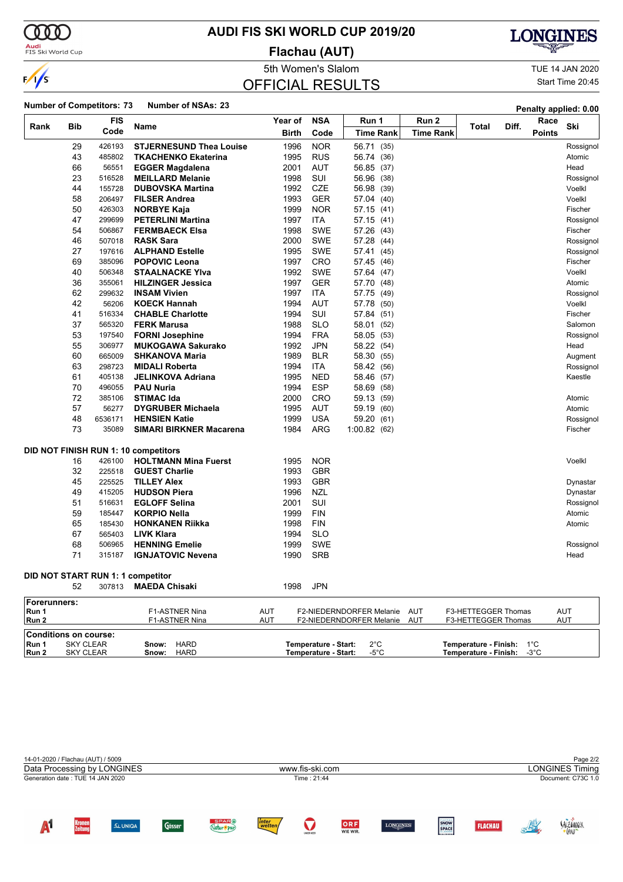# AUDI FIS SKI WORLD CUP 2019/20

## Flachau (AUT)

5th Women's Slalom

TUE 14 JAN 2020

Start Time 20:45

## OFFICIAL RESULTS

**Number of Competitors: 73** **Number of NSAs: 23**

**Penalty applied: 0.00**

| Rank | Bib | FIS Code | Name | Year of Birth | NSA Code | Run 1 Time Rank | Run 2 Time Rank | Total | Diff. | Race Points | Ski |
|---|---|---|---|---|---|---|---|---|---|---|---|
| | 29 | 426193 | **STJERNESUND Thea Louise** | 1996 | NOR | 56.71 (35) | | | | | Rossignol |
| | 43 | 485802 | **TKACHENKO Ekaterina** | 1995 | RUS | 56.74 (36) | | | | | Atomic |
| | 66 | 56551 | **EGGER Magdalena** | 2001 | AUT | 56.85 (37) | | | | | Head |
| | 23 | 516528 | **MEILLARD Melanie** | 1998 | SUI | 56.96 (38) | | | | | Rossignol |
| | 44 | 155728 | **DUBOVSKA Martina** | 1992 | CZE | 56.98 (39) | | | | | Voelkl |
| | 58 | 206497 | **FILSER Andrea** | 1993 | GER | 57.04 (40) | | | | | Voelkl |
| | 50 | 426303 | **NORBYE Kaja** | 1999 | NOR | 57.15 (41) | | | | | Fischer |
| | 47 | 299699 | **PETERLINI Martina** | 1997 | ITA | 57.15 (41) | | | | | Rossignol |
| | 54 | 506867 | **FERMBAECK Elsa** | 1998 | SWE | 57.26 (43) | | | | | Fischer |
| | 46 | 507018 | **RASK Sara** | 2000 | SWE | 57.28 (44) | | | | | Rossignol |
| | 27 | 197616 | **ALPHAND Estelle** | 1995 | SWE | 57.41 (45) | | | | | Rossignol |
| | 69 | 385096 | **POPOVIC Leona** | 1997 | CRO | 57.45 (46) | | | | | Fischer |
| | 40 | 506348 | **STAALNACKE Ylva** | 1992 | SWE | 57.64 (47) | | | | | Voelkl |
| | 36 | 355061 | **HILZINGER Jessica** | 1997 | GER | 57.70 (48) | | | | | Atomic |
| | 62 | 299632 | **INSAM Vivien** | 1997 | ITA | 57.75 (49) | | | | | Rossignol |
| | 42 | 56206 | **KOECK Hannah** | 1994 | AUT | 57.78 (50) | | | | | Voelkl |
| | 41 | 516334 | **CHABLE Charlotte** | 1994 | SUI | 57.84 (51) | | | | | Fischer |
| | 37 | 565320 | **FERK Marusa** | 1988 | SLO | 58.01 (52) | | | | | Salomon |
| | 53 | 197540 | **FORNI Josephine** | 1994 | FRA | 58.05 (53) | | | | | Rossignol |
| | 55 | 306977 | **MUKOGAWA Sakurako** | 1992 | JPN | 58.22 (54) | | | | | Head |
| | 60 | 665009 | **SHKANOVA Maria** | 1989 | BLR | 58.30 (55) | | | | | Augment |
| | 63 | 298723 | **MIDALI Roberta** | 1994 | ITA | 58.42 (56) | | | | | Rossignol |
| | 61 | 405138 | **JELINKOVA Adriana** | 1995 | NED | 58.46 (57) | | | | | Kaestle |
| | 70 | 496055 | **PAU Nuria** | 1994 | ESP | 58.69 (58) | | | | | |
| | 72 | 385106 | **STIMAC Ida** | 2000 | CRO | 59.13 (59) | | | | | Atomic |
| | 57 | 56277 | **DYGRUBER Michaela** | 1995 | AUT | 59.19 (60) | | | | | Atomic |
| | 48 | 6536171 | **HENSIEN Katie** | 1999 | USA | 59.20 (61) | | | | | Rossignol |
| | 73 | 35089 | **SIMARI BIRKNER Macarena** | 1984 | ARG | 1:00.82 (62) | | | | | Fischer |
| **DID NOT FINISH RUN 1: 10 competitors** | | | | | | | | | | | |
| | 16 | 426100 | **HOLTMANN Mina Fuerst** | 1995 | NOR | | | | | | Voelkl |
| | 32 | 225518 | **GUEST Charlie** | 1993 | GBR | | | | | | |
| | 45 | 225525 | **TILLEY Alex** | 1993 | GBR | | | | | | Dynastar |
| | 49 | 415205 | **HUDSON Piera** | 1996 | NZL | | | | | | Dynastar |
| | 51 | 516631 | **EGLOFF Selina** | 2001 | SUI | | | | | | Rossignol |
| | 59 | 185447 | **KORPIO Nella** | 1999 | FIN | | | | | | Atomic |
| | 65 | 185430 | **HONKANEN Riikka** | 1998 | FIN | | | | | | Atomic |
| | 67 | 565403 | **LIVK Klara** | 1994 | SLO | | | | | | |
| | 68 | 506965 | **HENNING Emelie** | 1999 | SWE | | | | | | Rossignol |
| | 71 | 315187 | **IGNJATOVIC Nevena** | 1990 | SRB | | | | | | Head |
| **DID NOT START RUN 1: 1 competitor** | | | | | | | | | | | |
| | 52 | 307813 | **MAEDA Chisaki** | 1998 | JPN | | | | | | |

**Forerunners:**

| | | | | | | |
|---|---|---|---|---|---|---|
| **Run 1** | F1-ASTNER Nina | AUT | F2-NIEDERNDORFER Melanie | AUT | F3-HETTEGGER Thomas | AUT |
| **Run 2** | F1-ASTNER Nina | AUT | F2-NIEDERNDORFER Melanie | AUT | F3-HETTEGGER Thomas | AUT |

**Conditions on course:**

| | | | | |
|---|---|---|---|---|
| **Run 1** | SKY CLEAR | **Snow:** HARD | **Temperature - Start:** 2°C | **Temperature - Finish:** 1°C |
| **Run 2** | SKY CLEAR | **Snow:** HARD | **Temperature - Start:** -5°C | **Temperature - Finish:** -3°C |

14-01-2020 / Flachau (AUT) / 5009

Data Processing by LONGINES — www.fis-ski.com — LONGINES Timing

Generation date : TUE 14 JAN 2020 — Time : 21:44 — Document: C73C 1.0